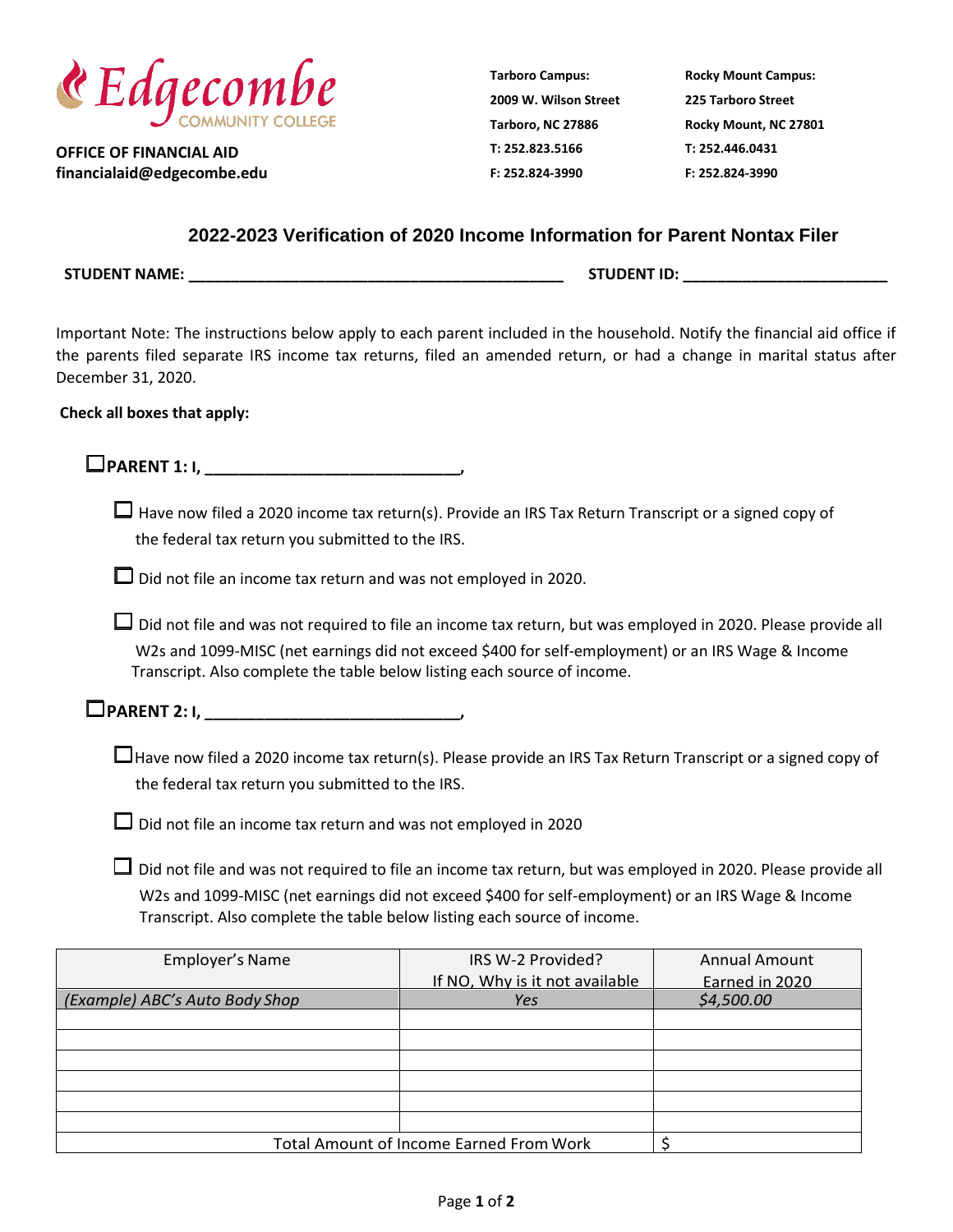Edgecombe COMMUNITY COLLEGE

**OFFICE OF FINANCIAL AID**
**financialaid@edgecombe.edu**

**Tarboro Campus:**
**2009 W. Wilson Street**
**Tarboro, NC 27886**
**T: 252.823.5166**
**F: 252.824-3990**

**Rocky Mount Campus:**
**225 Tarboro Street**
**Rocky Mount, NC 27801**
**T: 252.446.0431**
**F: 252.824-3990**

## 2022-2023 Verification of 2020 Income Information for Parent Nontax Filer

**STUDENT NAME: ____________________________________________** **STUDENT ID: ________________________**

Important Note: The instructions below apply to each parent included in the household. Notify the financial aid office if the parents filed separate IRS income tax returns, filed an amended return, or had a change in marital status after December 31, 2020.

**Check all boxes that apply:**

☐ **PARENT 1: I, _____________________________,**

- ☐ Have now filed a 2020 income tax return(s). Provide an IRS Tax Return Transcript or a signed copy of the federal tax return you submitted to the IRS.
- ☐ Did not file an income tax return and was not employed in 2020.
- ☐ Did not file and was not required to file an income tax return, but was employed in 2020. Please provide all W2s and 1099-MISC (net earnings did not exceed $400 for self-employment) or an IRS Wage & Income Transcript. Also complete the table below listing each source of income.

☐ **PARENT 2: I, _____________________________,**

- ☐ Have now filed a 2020 income tax return(s). Please provide an IRS Tax Return Transcript or a signed copy of the federal tax return you submitted to the IRS.
- ☐ Did not file an income tax return and was not employed in 2020
- ☐ Did not file and was not required to file an income tax return, but was employed in 2020. Please provide all W2s and 1099-MISC (net earnings did not exceed $400 for self-employment) or an IRS Wage & Income Transcript. Also complete the table below listing each source of income.

| Employer's Name | IRS W-2 Provided? If NO, Why is it not available | Annual Amount Earned in 2020 |
|---|---|---|
| *(Example) ABC's Auto Body Shop* | *Yes* | *$4,500.00* |
| | | |
| | | |
| | | |
| | | |
| | | |
| | | |
| Total Amount of Income Earned From Work | | $ |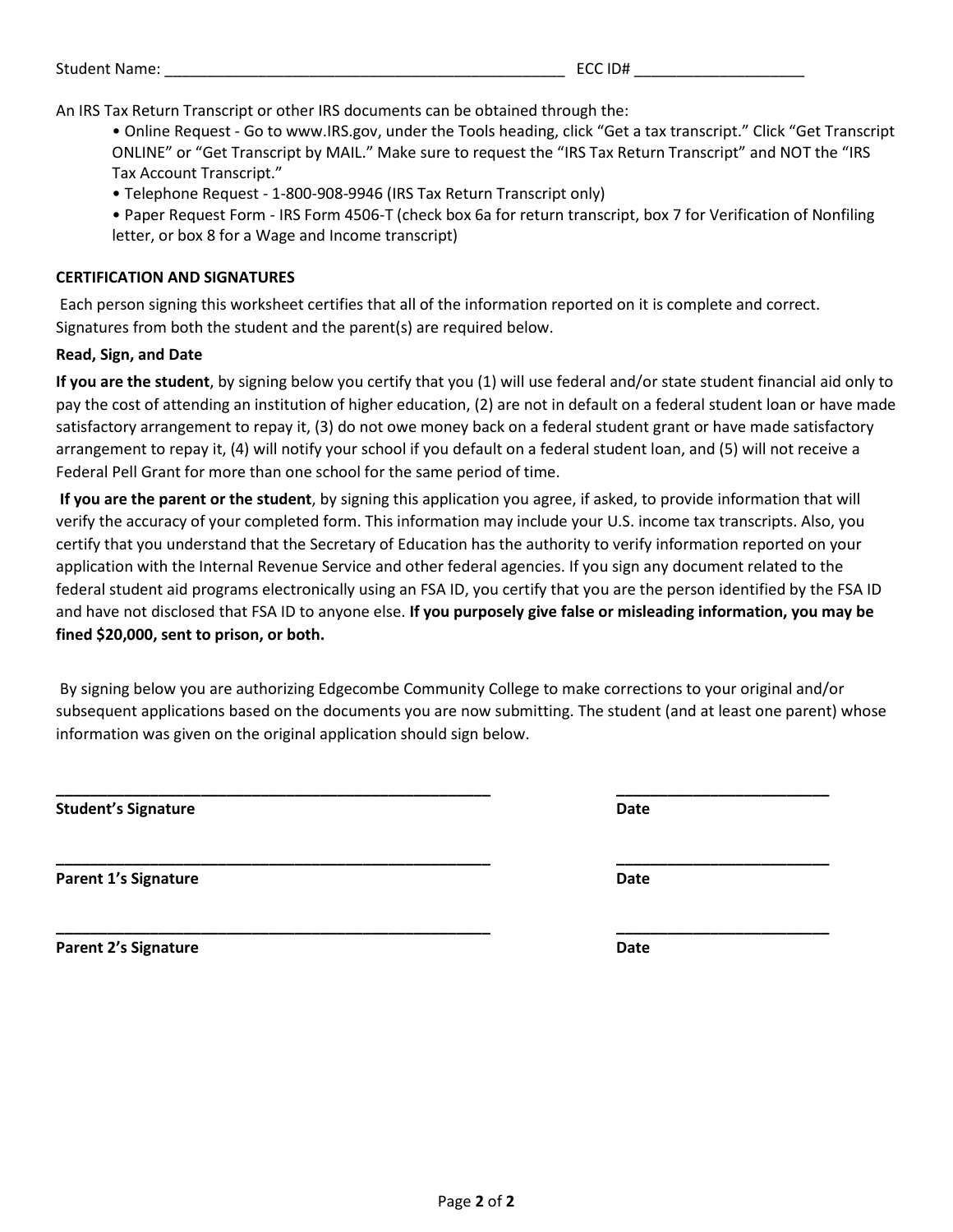Student Name: ______________________________________________ ECC ID# ___________________

An IRS Tax Return Transcript or other IRS documents can be obtained through the:

- Online Request - Go to www.IRS.gov, under the Tools heading, click "Get a tax transcript." Click "Get Transcript ONLINE" or "Get Transcript by MAIL." Make sure to request the "IRS Tax Return Transcript" and NOT the "IRS Tax Account Transcript."
- Telephone Request - 1-800-908-9946 (IRS Tax Return Transcript only)
- Paper Request Form - IRS Form 4506-T (check box 6a for return transcript, box 7 for Verification of Nonfiling letter, or box 8 for a Wage and Income transcript)

**CERTIFICATION AND SIGNATURES**

Each person signing this worksheet certifies that all of the information reported on it is complete and correct. Signatures from both the student and the parent(s) are required below.

**Read, Sign, and Date**

**If you are the student**, by signing below you certify that you (1) will use federal and/or state student financial aid only to pay the cost of attending an institution of higher education, (2) are not in default on a federal student loan or have made satisfactory arrangement to repay it, (3) do not owe money back on a federal student grant or have made satisfactory arrangement to repay it, (4) will notify your school if you default on a federal student loan, and (5) will not receive a Federal Pell Grant for more than one school for the same period of time.

**If you are the parent or the student**, by signing this application you agree, if asked, to provide information that will verify the accuracy of your completed form. This information may include your U.S. income tax transcripts. Also, you certify that you understand that the Secretary of Education has the authority to verify information reported on your application with the Internal Revenue Service and other federal agencies. If you sign any document related to the federal student aid programs electronically using an FSA ID, you certify that you are the person identified by the FSA ID and have not disclosed that FSA ID to anyone else. **If you purposely give false or misleading information, you may be fined $20,000, sent to prison, or both.**

By signing below you are authorizing Edgecombe Community College to make corrections to your original and/or subsequent applications based on the documents you are now submitting. The student (and at least one parent) whose information was given on the original application should sign below.

______________________________________________ ________________________

**Student's Signature** **Date**

______________________________________________ ________________________

**Parent 1's Signature** **Date**

______________________________________________ ________________________

**Parent 2's Signature** **Date**